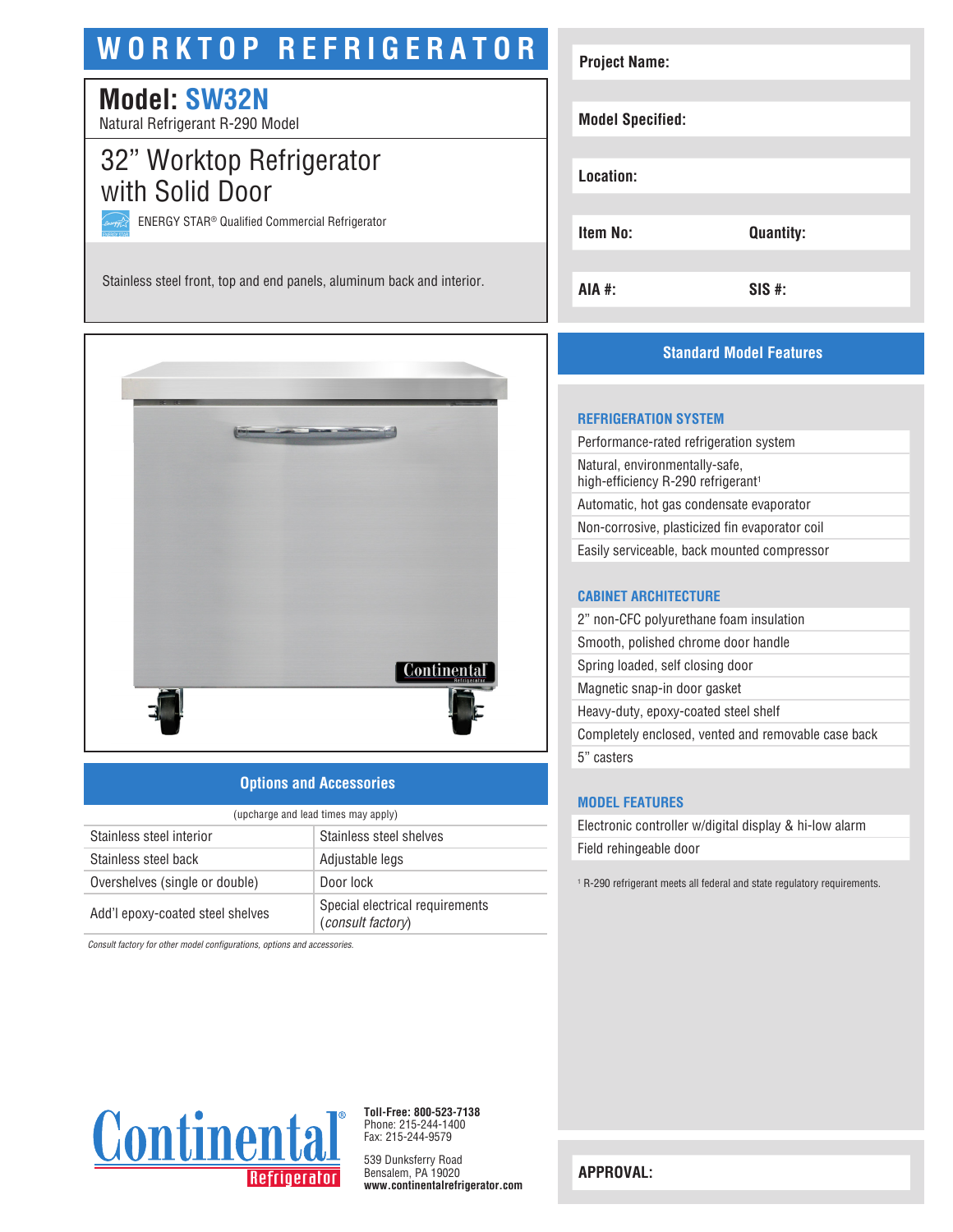# WORKTOP REFRIGERATOR

## Model: SW32N

Natural Refrigerant R-290 Model

## 32" Worktop Refrigerator with Solid Door

ENERGY STAR® Qualified Commercial Refrigerator

Stainless steel front, top and end panels, aluminum back and interior.

| Project Name: | |
|---|---|
| Model Specified: | |
| Location: | |
| Item No: | Quantity: |
| AIA #: | SIS #: |

## Options and Accessories

(upcharge and lead times may apply)

| | |
|---|---|
| Stainless steel interior | Stainless steel shelves |
| Stainless steel back | Adjustable legs |
| Overshelves (single or double) | Door lock |
| Add'l epoxy-coated steel shelves | Special electrical requirements (*consult factory*) |

*Consult factory for other model configurations, options and accessories.*

## Standard Model Features

### REFRIGERATION SYSTEM

- Performance-rated refrigeration system
- Natural, environmentally-safe, high-efficiency R-290 refrigerant[1]
- Automatic, hot gas condensate evaporator
- Non-corrosive, plasticized fin evaporator coil
- Easily serviceable, back mounted compressor

### CABINET ARCHITECTURE

- 2" non-CFC polyurethane foam insulation
- Smooth, polished chrome door handle
- Spring loaded, self closing door
- Magnetic snap-in door gasket
- Heavy-duty, epoxy-coated steel shelf
- Completely enclosed, vented and removable case back
- 5" casters

### MODEL FEATURES

- Electronic controller w/digital display & hi-low alarm
- Field rehingeable door

[1] R-290 refrigerant meets all federal and state regulatory requirements.

**Toll-Free: 800-523-7138**
Phone: 215-244-1400
Fax: 215-244-9579

539 Dunksferry Road
Bensalem, PA 19020
**www.continentalrefrigerator.com**

**APPROVAL:**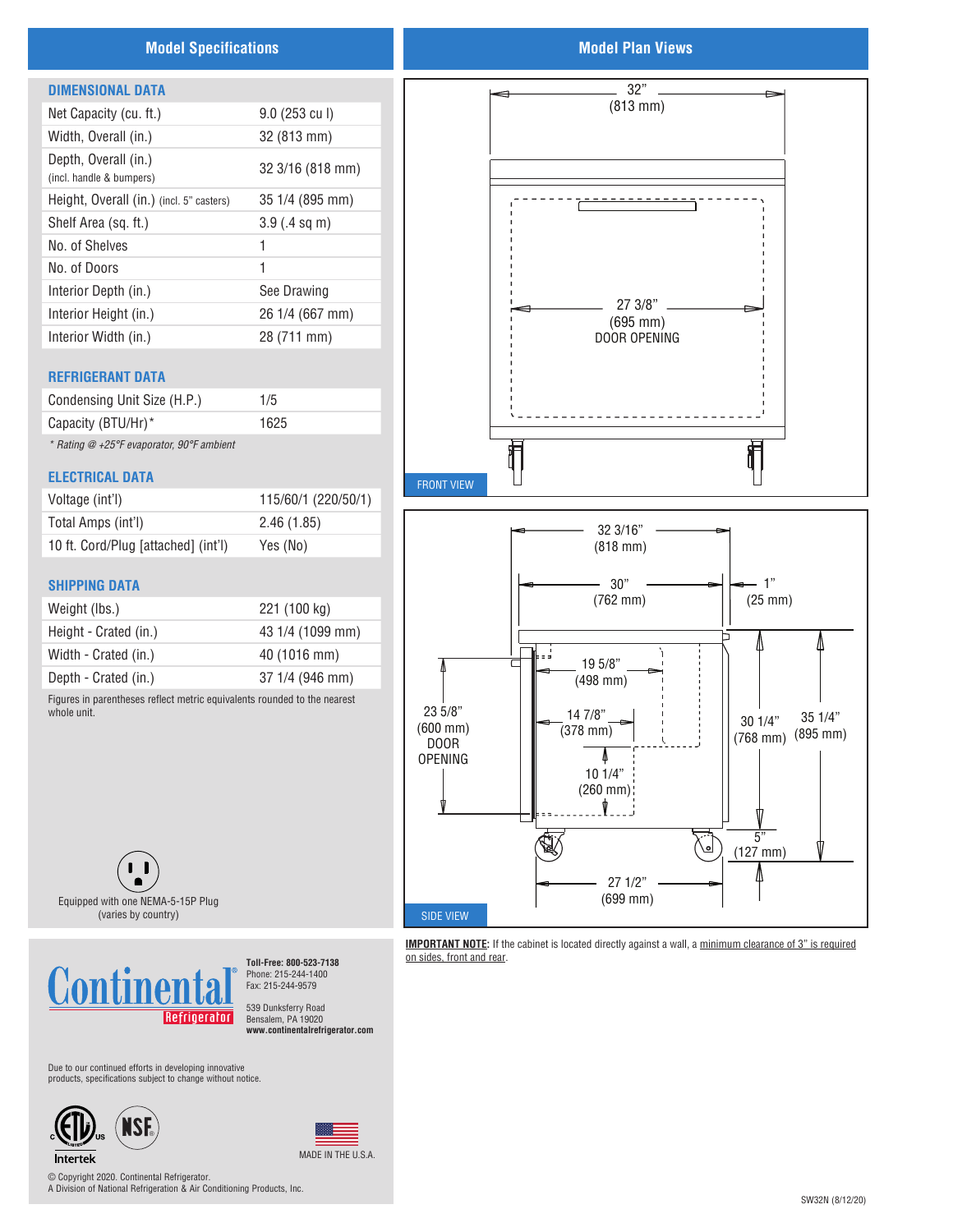## Model Specifications

### DIMENSIONAL DATA

| | |
|---|---|
| Net Capacity (cu. ft.) | 9.0 (253 cu l) |
| Width, Overall (in.) | 32 (813 mm) |
| Depth, Overall (in.) (incl. handle & bumpers) | 32 3/16 (818 mm) |
| Height, Overall (in.) (incl. 5" casters) | 35 1/4 (895 mm) |
| Shelf Area (sq. ft.) | 3.9 (.4 sq m) |
| No. of Shelves | 1 |
| No. of Doors | 1 |
| Interior Depth (in.) | See Drawing |
| Interior Height (in.) | 26 1/4 (667 mm) |
| Interior Width (in.) | 28 (711 mm) |

### REFRIGERANT DATA

| | |
|---|---|
| Condensing Unit Size (H.P.) | 1/5 |
| Capacity (BTU/Hr)* | 1625 |

*\* Rating @ +25°F evaporator, 90°F ambient*

### ELECTRICAL DATA

| | |
|---|---|
| Voltage (int'l) | 115/60/1 (220/50/1) |
| Total Amps (int'l) | 2.46 (1.85) |
| 10 ft. Cord/Plug [attached] (int'l) | Yes (No) |

### SHIPPING DATA

| | |
|---|---|
| Weight (lbs.) | 221 (100 kg) |
| Height - Crated (in.) | 43 1/4 (1099 mm) |
| Width - Crated (in.) | 40 (1016 mm) |
| Depth - Crated (in.) | 37 1/4 (946 mm) |

Figures in parentheses reflect metric equivalents rounded to the nearest whole unit.

Equipped with one NEMA-5-15P Plug (varies by country)

## Model Plan Views

FRONT VIEW

32" (813 mm)

27 3/8" (695 mm) DOOR OPENING

SIDE VIEW

32 3/16" (818 mm)

30" (762 mm)

1" (25 mm)

19 5/8" (498 mm)

23 5/8" (600 mm) DOOR OPENING

14 7/8" (378 mm)

10 1/4" (260 mm)

30 1/4" (768 mm)

35 1/4" (895 mm)

5" (127 mm)

27 1/2" (699 mm)

**IMPORTANT NOTE:** If the cabinet is located directly against a wall, a minimum clearance of 3" is required on sides, front and rear.

**Continental Refrigerator**

**Toll-Free: 800-523-7138**
Phone: 215-244-1400
Fax: 215-244-9579

539 Dunksferry Road
Bensalem, PA 19020
**www.continentalrefrigerator.com**

Due to our continued efforts in developing innovative products, specifications subject to change without notice.

Intertek

MADE IN THE U.S.A.

© Copyright 2020. Continental Refrigerator.
A Division of National Refrigeration & Air Conditioning Products, Inc.

SW32N (8/12/20)